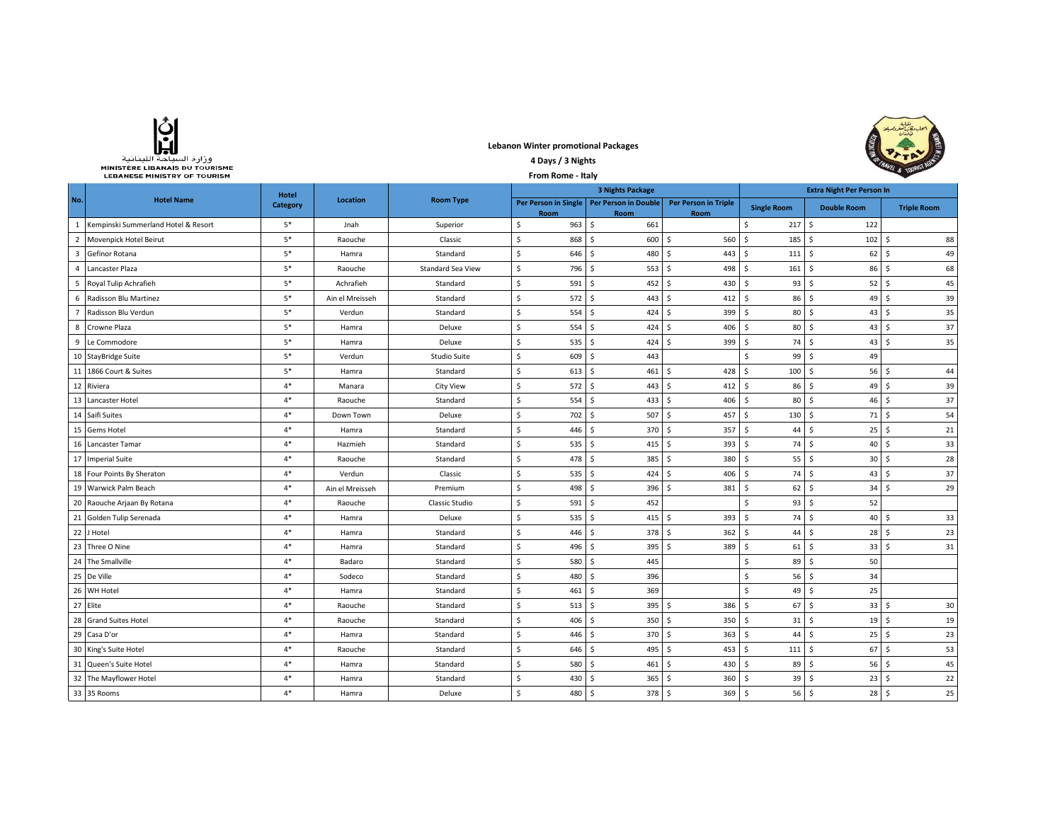وزارة السياحة اللبنانية
MINISTÈRE LIBANAIS DU TOURISME
LEBANESE MINISTRY OF TOURISM

**Lebanon Winter promotional Packages**

**4 Days / 3 Nights**

**From Rome - Italy**

| No. | Hotel Name | Hotel Category | Location | Room Type | 3 Nights Package | | | Extra Night Per Person In | | |
|---|---|---|---|---|---|---|---|---|---|---|
| | | | | | Per Person in Single Room | Per Person in Double Room | Per Person in Triple Room | Single Room | Double Room | Triple Room |
| 1 | Kempinski Summerland Hotel & Resort | 5* | Jnah | Superior | $ 963 | $ 661 | | $ 217 | $ 122 | |
| 2 | Movenpick Hotel Beirut | 5* | Raouche | Classic | $ 868 | $ 600 | $ 560 | $ 185 | $ 102 | $ 88 |
| 3 | Gefinor Rotana | 5* | Hamra | Standard | $ 646 | $ 480 | $ 443 | $ 111 | $ 62 | $ 49 |
| 4 | Lancaster Plaza | 5* | Raouche | Standard Sea View | $ 796 | $ 553 | $ 498 | $ 161 | $ 86 | $ 68 |
| 5 | Royal Tulip Achrafieh | 5* | Achrafieh | Standard | $ 591 | $ 452 | $ 430 | $ 93 | $ 52 | $ 45 |
| 6 | Radisson Blu Martinez | 5* | Ain el Mreisseh | Standard | $ 572 | $ 443 | $ 412 | $ 86 | $ 49 | $ 39 |
| 7 | Radisson Blu Verdun | 5* | Verdun | Standard | $ 554 | $ 424 | $ 399 | $ 80 | $ 43 | $ 35 |
| 8 | Crowne Plaza | 5* | Hamra | Deluxe | $ 554 | $ 424 | $ 406 | $ 80 | $ 43 | $ 37 |
| 9 | Le Commodore | 5* | Hamra | Deluxe | $ 535 | $ 424 | $ 399 | $ 74 | $ 43 | $ 35 |
| 10 | StayBridge Suite | 5* | Verdun | Studio Suite | $ 609 | $ 443 | | $ 99 | $ 49 | |
| 11 | 1866 Court & Suites | 5* | Hamra | Standard | $ 613 | $ 461 | $ 428 | $ 100 | $ 56 | $ 44 |
| 12 | Riviera | 4* | Manara | City View | $ 572 | $ 443 | $ 412 | $ 86 | $ 49 | $ 39 |
| 13 | Lancaster Hotel | 4* | Raouche | Standard | $ 554 | $ 433 | $ 406 | $ 80 | $ 46 | $ 37 |
| 14 | Saifi Suites | 4* | Down Town | Deluxe | $ 702 | $ 507 | $ 457 | $ 130 | $ 71 | $ 54 |
| 15 | Gems Hotel | 4* | Hamra | Standard | $ 446 | $ 370 | $ 357 | $ 44 | $ 25 | $ 21 |
| 16 | Lancaster Tamar | 4* | Hazmieh | Standard | $ 535 | $ 415 | $ 393 | $ 74 | $ 40 | $ 33 |
| 17 | Imperial Suite | 4* | Raouche | Standard | $ 478 | $ 385 | $ 380 | $ 55 | $ 30 | $ 28 |
| 18 | Four Points By Sheraton | 4* | Verdun | Classic | $ 535 | $ 424 | $ 406 | $ 74 | $ 43 | $ 37 |
| 19 | Warwick Palm Beach | 4* | Ain el Mreisseh | Premium | $ 498 | $ 396 | $ 381 | $ 62 | $ 34 | $ 29 |
| 20 | Raouche Arjaan By Rotana | 4* | Raouche | Classic Studio | $ 591 | $ 452 | | $ 93 | $ 52 | |
| 21 | Golden Tulip Serenada | 4* | Hamra | Deluxe | $ 535 | $ 415 | $ 393 | $ 74 | $ 40 | $ 33 |
| 22 | J Hotel | 4* | Hamra | Standard | $ 446 | $ 378 | $ 362 | $ 44 | $ 28 | $ 23 |
| 23 | Three O Nine | 4* | Hamra | Standard | $ 496 | $ 395 | $ 389 | $ 61 | $ 33 | $ 31 |
| 24 | The Smallville | 4* | Badaro | Standard | $ 580 | $ 445 | | $ 89 | $ 50 | |
| 25 | De Ville | 4* | Sodeco | Standard | $ 480 | $ 396 | | $ 56 | $ 34 | |
| 26 | WH Hotel | 4* | Hamra | Standard | $ 461 | $ 369 | | $ 49 | $ 25 | |
| 27 | Elite | 4* | Raouche | Standard | $ 513 | $ 395 | $ 386 | $ 67 | $ 33 | $ 30 |
| 28 | Grand Suites Hotel | 4* | Raouche | Standard | $ 406 | $ 350 | $ 350 | $ 31 | $ 19 | $ 19 |
| 29 | Casa D'or | 4* | Hamra | Standard | $ 446 | $ 370 | $ 363 | $ 44 | $ 25 | $ 23 |
| 30 | King's Suite Hotel | 4* | Raouche | Standard | $ 646 | $ 495 | $ 453 | $ 111 | $ 67 | $ 53 |
| 31 | Queen's Suite Hotel | 4* | Hamra | Standard | $ 580 | $ 461 | $ 430 | $ 89 | $ 56 | $ 45 |
| 32 | The Mayflower Hotel | 4* | Hamra | Standard | $ 430 | $ 365 | $ 360 | $ 39 | $ 23 | $ 22 |
| 33 | 35 Rooms | 4* | Hamra | Deluxe | $ 480 | $ 378 | $ 369 | $ 56 | $ 28 | $ 25 |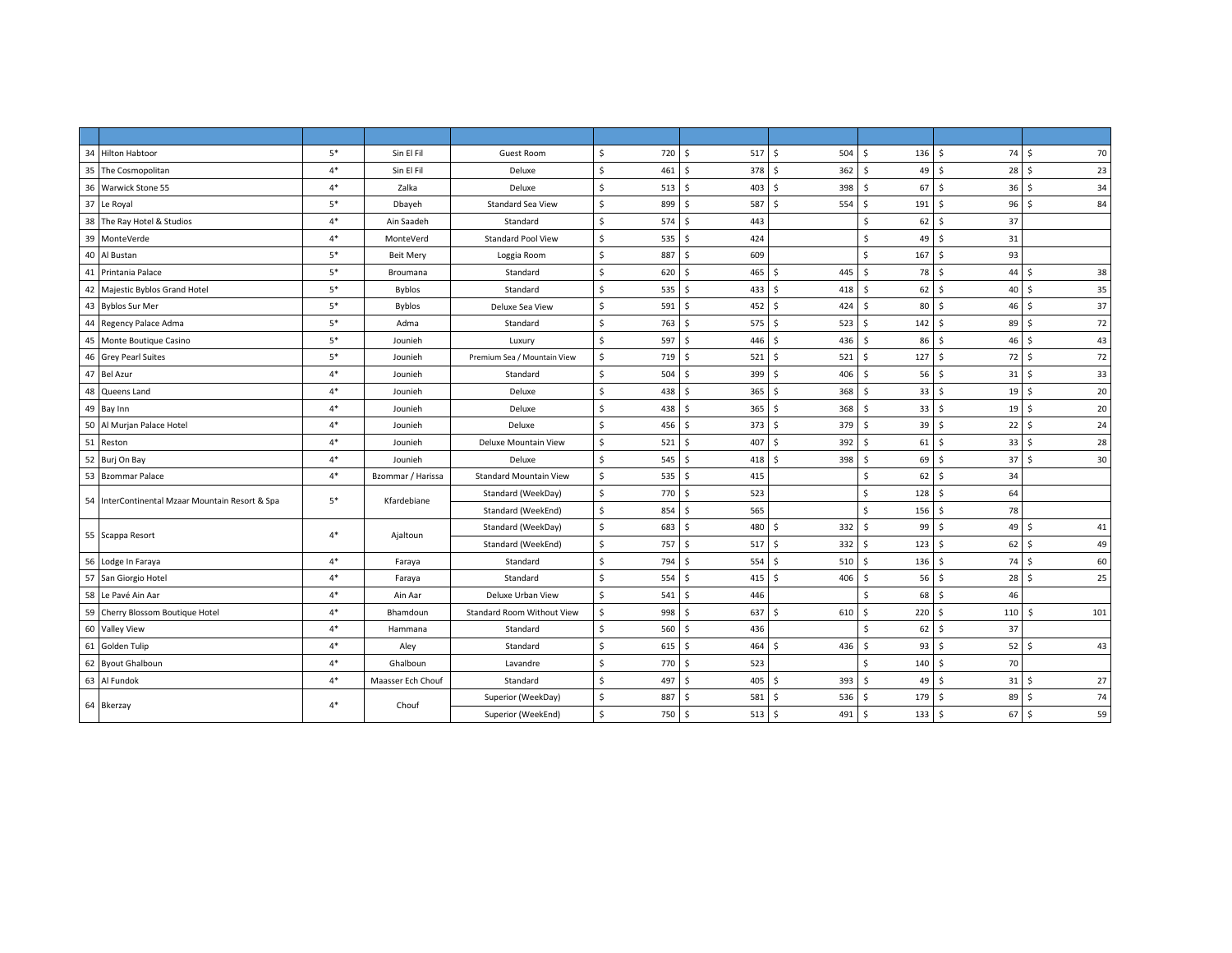| | | | | | | | | | | |
|---|---|---|---|---|---|---|---|---|---|---|
| 34 | Hilton Habtoor | 5* | Sin El Fil | Guest Room | $ 720 | $ 517 | $ 504 | $ 136 | $ 74 | $ 70 |
| 35 | The Cosmopolitan | 4* | Sin El Fil | Deluxe | $ 461 | $ 378 | $ 362 | $ 49 | $ 28 | $ 23 |
| 36 | Warwick Stone 55 | 4* | Zalka | Deluxe | $ 513 | $ 403 | $ 398 | $ 67 | $ 36 | $ 34 |
| 37 | Le Royal | 5* | Dbayeh | Standard Sea View | $ 899 | $ 587 | $ 554 | $ 191 | $ 96 | $ 84 |
| 38 | The Ray Hotel & Studios | 4* | Ain Saadeh | Standard | $ 574 | $ 443 | | $ 62 | $ 37 | |
| 39 | MonteVerde | 4* | MonteVerd | Standard Pool View | $ 535 | $ 424 | | $ 49 | $ 31 | |
| 40 | Al Bustan | 5* | Beit Mery | Loggia Room | $ 887 | $ 609 | | $ 167 | $ 93 | |
| 41 | Printania Palace | 5* | Broumana | Standard | $ 620 | $ 465 | $ 445 | $ 78 | $ 44 | $ 38 |
| 42 | Majestic Byblos Grand Hotel | 5* | Byblos | Standard | $ 535 | $ 433 | $ 418 | $ 62 | $ 40 | $ 35 |
| 43 | Byblos Sur Mer | 5* | Byblos | Deluxe Sea View | $ 591 | $ 452 | $ 424 | $ 80 | $ 46 | $ 37 |
| 44 | Regency Palace Adma | 5* | Adma | Standard | $ 763 | $ 575 | $ 523 | $ 142 | $ 89 | $ 72 |
| 45 | Monte Boutique Casino | 5* | Jounieh | Luxury | $ 597 | $ 446 | $ 436 | $ 86 | $ 46 | $ 43 |
| 46 | Grey Pearl Suites | 5* | Jounieh | Premium Sea / Mountain View | $ 719 | $ 521 | $ 521 | $ 127 | $ 72 | $ 72 |
| 47 | Bel Azur | 4* | Jounieh | Standard | $ 504 | $ 399 | $ 406 | $ 56 | $ 31 | $ 33 |
| 48 | Queens Land | 4* | Jounieh | Deluxe | $ 438 | $ 365 | $ 368 | $ 33 | $ 19 | $ 20 |
| 49 | Bay Inn | 4* | Jounieh | Deluxe | $ 438 | $ 365 | $ 368 | $ 33 | $ 19 | $ 20 |
| 50 | Al Murjan Palace Hotel | 4* | Jounieh | Deluxe | $ 456 | $ 373 | $ 379 | $ 39 | $ 22 | $ 24 |
| 51 | Reston | 4* | Jounieh | Deluxe Mountain View | $ 521 | $ 407 | $ 392 | $ 61 | $ 33 | $ 28 |
| 52 | Burj On Bay | 4* | Jounieh | Deluxe | $ 545 | $ 418 | $ 398 | $ 69 | $ 37 | $ 30 |
| 53 | Bzommar Palace | 4* | Bzommar / Harissa | Standard Mountain View | $ 535 | $ 415 | | $ 62 | $ 34 | |
| 54 | InterContinental Mzaar Mountain Resort & Spa | 5* | Kfardebiane | Standard (WeekDay) | $ 770 | $ 523 | | $ 128 | $ 64 | |
| | | | | Standard (WeekEnd) | $ 854 | $ 565 | | $ 156 | $ 78 | |
| 55 | Scappa Resort | 4* | Ajaltoun | Standard (WeekDay) | $ 683 | $ 480 | $ 332 | $ 99 | $ 49 | $ 41 |
| | | | | Standard (WeekEnd) | $ 757 | $ 517 | $ 332 | $ 123 | $ 62 | $ 49 |
| 56 | Lodge In Faraya | 4* | Faraya | Standard | $ 794 | $ 554 | $ 510 | $ 136 | $ 74 | $ 60 |
| 57 | San Giorgio Hotel | 4* | Faraya | Standard | $ 554 | $ 415 | $ 406 | $ 56 | $ 28 | $ 25 |
| 58 | Le Pavé Ain Aar | 4* | Ain Aar | Deluxe Urban View | $ 541 | $ 446 | | $ 68 | $ 46 | |
| 59 | Cherry Blossom Boutique Hotel | 4* | Bhamdoun | Standard Room Without View | $ 998 | $ 637 | $ 610 | $ 220 | $ 110 | $ 101 |
| 60 | Valley View | 4* | Hammana | Standard | $ 560 | $ 436 | | $ 62 | $ 37 | |
| 61 | Golden Tulip | 4* | Aley | Standard | $ 615 | $ 464 | $ 436 | $ 93 | $ 52 | $ 43 |
| 62 | Byout Ghalboun | 4* | Ghalboun | Lavandre | $ 770 | $ 523 | | $ 140 | $ 70 | |
| 63 | Al Fundok | 4* | Maasser Ech Chouf | Standard | $ 497 | $ 405 | $ 393 | $ 49 | $ 31 | $ 27 |
| 64 | Bkerzay | 4* | Chouf | Superior (WeekDay) | $ 887 | $ 581 | $ 536 | $ 179 | $ 89 | $ 74 |
| | | | | Superior (WeekEnd) | $ 750 | $ 513 | $ 491 | $ 133 | $ 67 | $ 59 |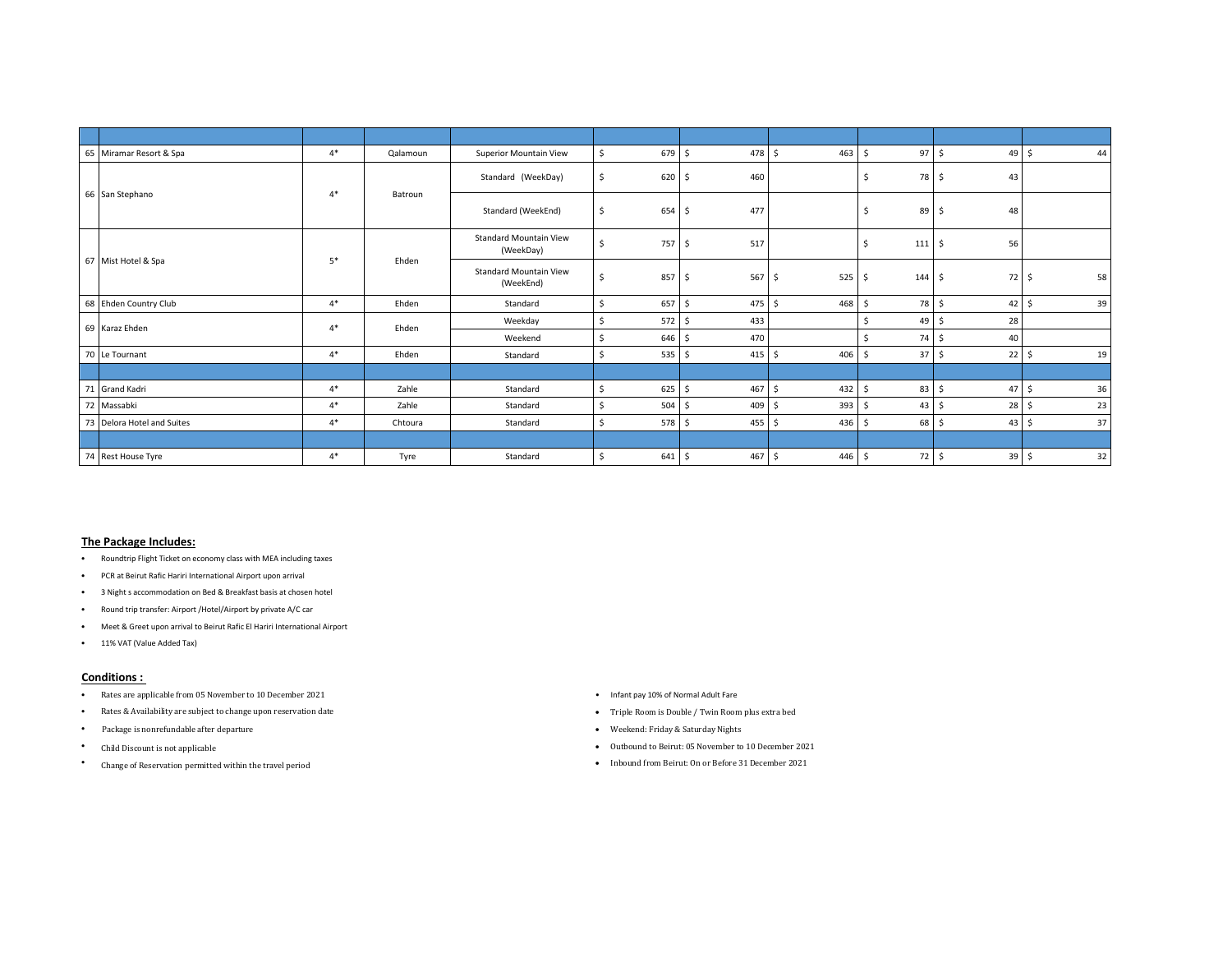| | | | | | | | | | | |
|---|---|---|---|---|---|---|---|---|---|---|
| | | | | | | | | | | |
| 65 | Miramar Resort & Spa | 4* | Qalamoun | Superior Mountain View | $ 679 | $ 478 | $ 463 | $ 97 | $ 49 | $ 44 |
| 66 | San Stephano | 4* | Batroun | Standard (WeekDay) | $ 620 | $ 460 | | $ 78 | $ 43 | |
| | | | | Standard (WeekEnd) | $ 654 | $ 477 | | $ 89 | $ 48 | |
| 67 | Mist Hotel & Spa | 5* | Ehden | Standard Mountain View (WeekDay) | $ 757 | $ 517 | | $ 111 | $ 56 | |
| | | | | Standard Mountain View (WeekEnd) | $ 857 | $ 567 | $ 525 | $ 144 | $ 72 | $ 58 |
| 68 | Ehden Country Club | 4* | Ehden | Standard | $ 657 | $ 475 | $ 468 | $ 78 | $ 42 | $ 39 |
| 69 | Karaz Ehden | 4* | Ehden | Weekday | $ 572 | $ 433 | | $ 49 | $ 28 | |
| | | | | Weekend | $ 646 | $ 470 | | $ 74 | $ 40 | |
| 70 | Le Tournant | 4* | Ehden | Standard | $ 535 | $ 415 | $ 406 | $ 37 | $ 22 | $ 19 |
| | | | | | | | | | | |
| 71 | Grand Kadri | 4* | Zahle | Standard | $ 625 | $ 467 | $ 432 | $ 83 | $ 47 | $ 36 |
| 72 | Massabki | 4* | Zahle | Standard | $ 504 | $ 409 | $ 393 | $ 43 | $ 28 | $ 23 |
| 73 | Delora Hotel and Suites | 4* | Chtoura | Standard | $ 578 | $ 455 | $ 436 | $ 68 | $ 43 | $ 37 |
| | | | | | | | | | | |
| 74 | Rest House Tyre | 4* | Tyre | Standard | $ 641 | $ 467 | $ 446 | $ 72 | $ 39 | $ 32 |

## The Package Includes:

- Roundtrip Flight Ticket on economy class with MEA including taxes
- PCR at Beirut Rafic Hariri International Airport upon arrival
- 3 Night s accommodation on Bed & Breakfast basis at chosen hotel
- Round trip transfer: Airport /Hotel/Airport by private A/C car
- Meet & Greet upon arrival to Beirut Rafic El Hariri International Airport
- 11% VAT (Value Added Tax)

## Conditions :

- Rates are applicable from 05 November to 10 December 2021
- Rates & Availability are subject to change upon reservation date
- Package is nonrefundable after departure
- Child Discount is not applicable
- Change of Reservation permitted within the travel period
- Infant pay 10% of Normal Adult Fare
- Triple Room is Double / Twin Room plus extra bed
- Weekend: Friday & Saturday Nights
- Outbound to Beirut: 05 November to 10 December 2021
- Inbound from Beirut: On or Before 31 December 2021